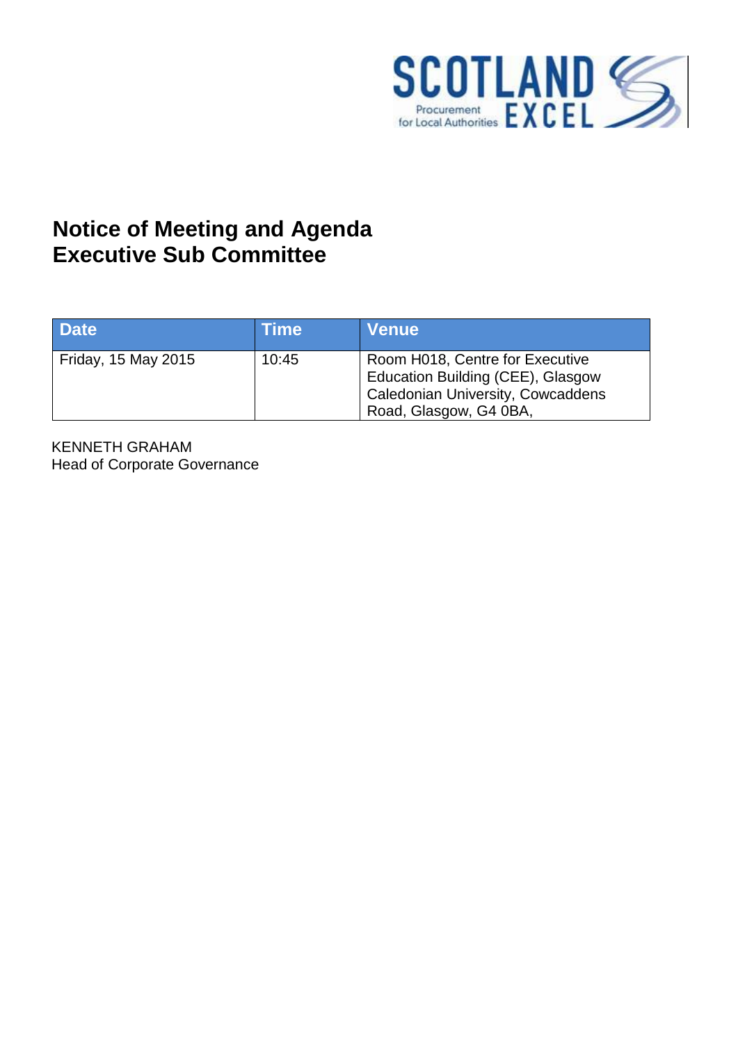# Notice of Meeting and Agenda
# Executive Sub Committee

| Date | Time | Venue |
| --- | --- | --- |
| Friday, 15 May 2015 | 10:45 | Room H018, Centre for Executive Education Building (CEE), Glasgow Caledonian University, Cowcaddens Road, Glasgow, G4 0BA, |

KENNETH GRAHAM
Head of Corporate Governance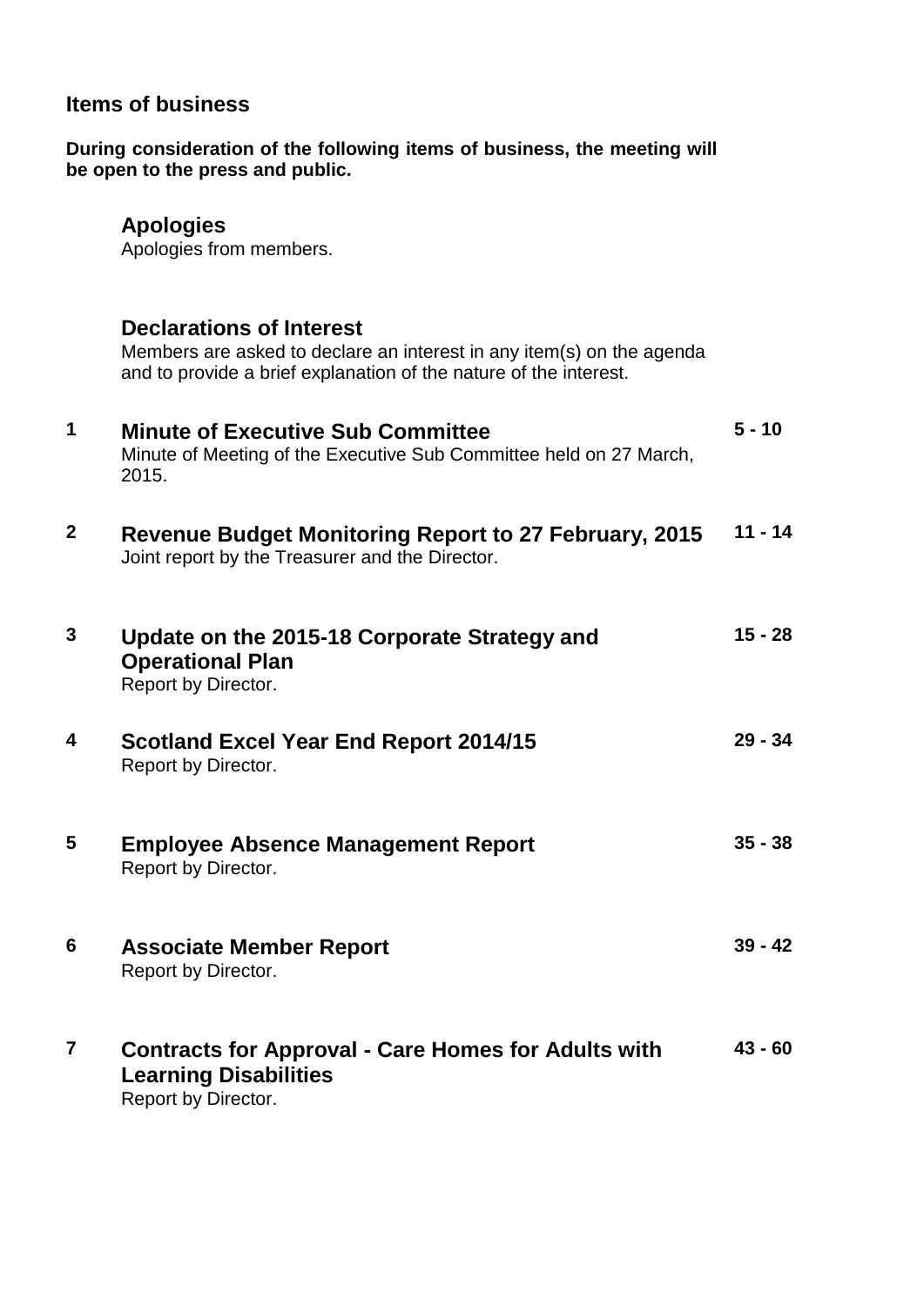## Items of business

**During consideration of the following items of business, the meeting will be open to the press and public.**

### Apologies

Apologies from members.

### Declarations of Interest

Members are asked to declare an interest in any item(s) on the agenda and to provide a brief explanation of the nature of the interest.

| | | |
|---|---|---|
| **1** | **Minute of Executive Sub Committee**<br>Minute of Meeting of the Executive Sub Committee held on 27 March, 2015. | **5 - 10** |
| **2** | **Revenue Budget Monitoring Report to 27 February, 2015**<br>Joint report by the Treasurer and the Director. | **11 - 14** |
| **3** | **Update on the 2015-18 Corporate Strategy and Operational Plan**<br>Report by Director. | **15 - 28** |
| **4** | **Scotland Excel Year End Report 2014/15**<br>Report by Director. | **29 - 34** |
| **5** | **Employee Absence Management Report**<br>Report by Director. | **35 - 38** |
| **6** | **Associate Member Report**<br>Report by Director. | **39 - 42** |
| **7** | **Contracts for Approval - Care Homes for Adults with Learning Disabilities**<br>Report by Director. | **43 - 60** |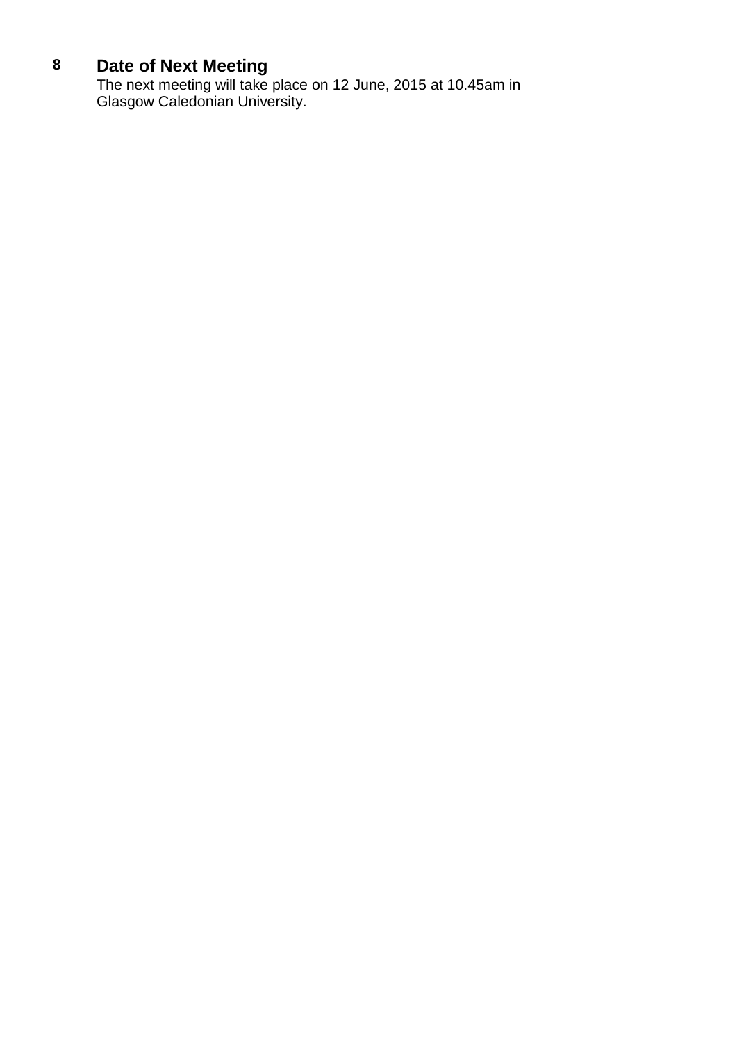## 8 Date of Next Meeting

The next meeting will take place on 12 June, 2015 at 10.45am in Glasgow Caledonian University.